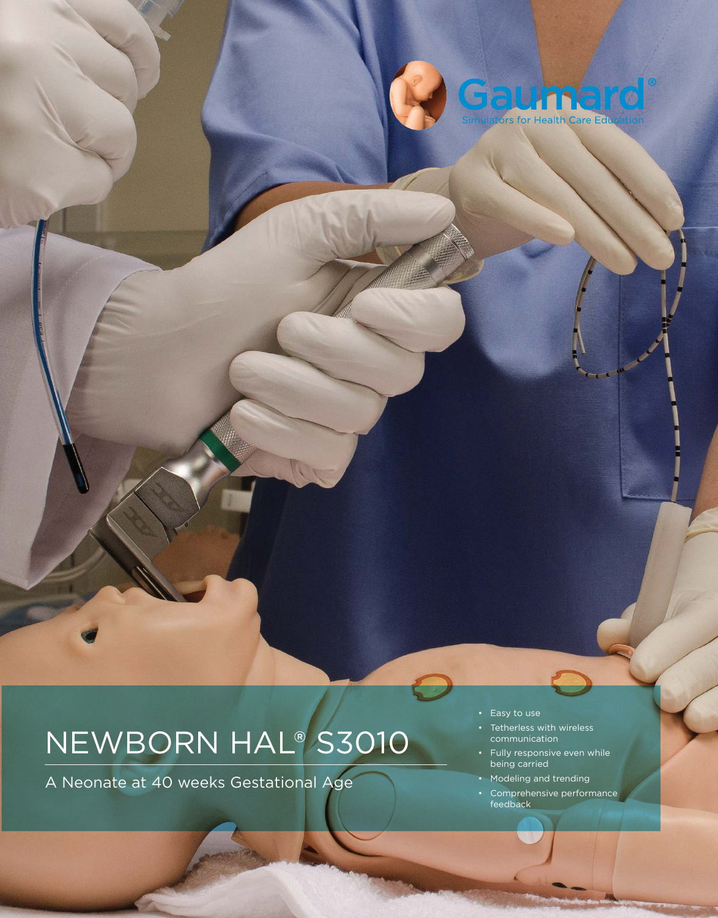Gaumard®

Simulators for Health Care Education

# NEWBORN HAL® S3010

A Neonate at 40 weeks Gestational Age

- Easy to use
- Tetherless with wireless communication
- Fully responsive even while being carried
- Modeling and trending
- Comprehensive performance feedback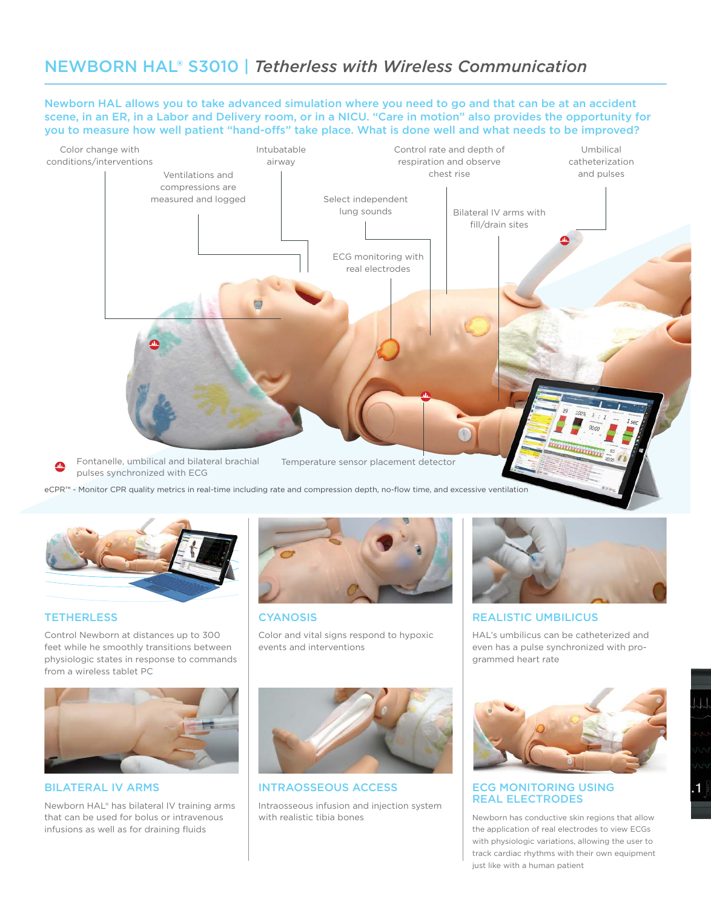# NEWBORN HAL® S3010 | *Tetherless with Wireless Communication*

**Newborn HAL allows you to take advanced simulation where you need to go and that can be at an accident scene, in an ER, in a Labor and Delivery room, or in a NICU. "Care in motion" also provides the opportunity for you to measure how well patient "hand-offs" take place. What is done well and what needs to be improved?**

- Color change with conditions/interventions
- Ventilations and compressions are measured and logged
- Intubatable airway
- Select independent lung sounds
- ECG monitoring with real electrodes
- Control rate and depth of respiration and observe chest rise
- Bilateral IV arms with fill/drain sites
- Umbilical catheterization and pulses
- Fontanelle, umbilical and bilateral brachial pulses synchronized with ECG
- Temperature sensor placement detector

eCPR™ - Monitor CPR quality metrics in real-time including rate and compression depth, no-flow time, and excessive ventilation

## TETHERLESS

Control Newborn at distances up to 300 feet while he smoothly transitions between physiologic states in response to commands from a wireless tablet PC

## CYANOSIS

Color and vital signs respond to hypoxic events and interventions

## REALISTIC UMBILICUS

HAL's umbilicus can be catheterized and even has a pulse synchronized with programmed heart rate

## BILATERAL IV ARMS

Newborn HAL® has bilateral IV training arms that can be used for bolus or intravenous infusions as well as for draining fluids

## INTRAOSSEOUS ACCESS

Intraosseous infusion and injection system with realistic tibia bones

## ECG MONITORING USING REAL ELECTRODES

Newborn has conductive skin regions that allow the application of real electrodes to view ECGs with physiologic variations, allowing the user to track cardiac rhythms with their own equipment just like with a human patient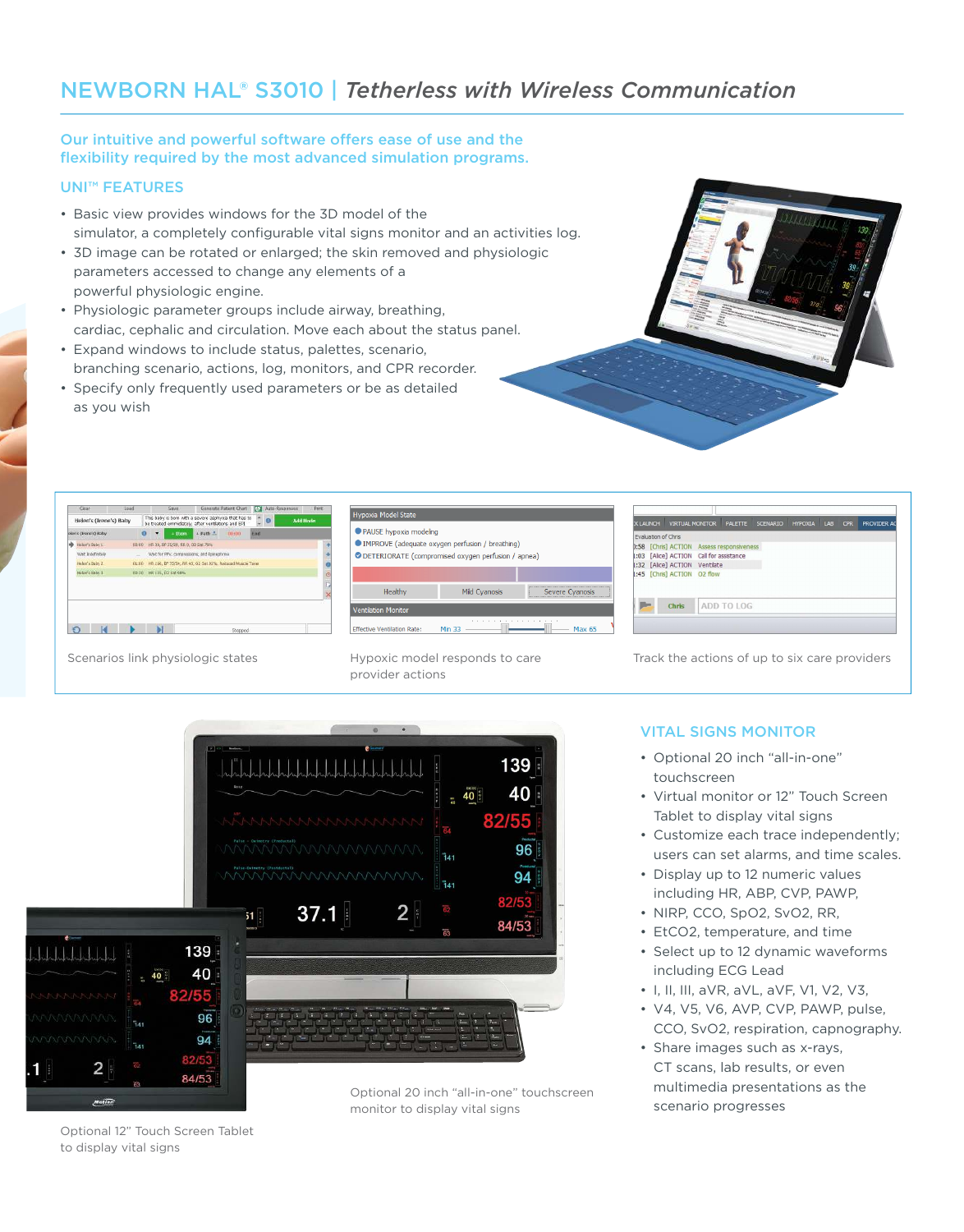# NEWBORN HAL® S3010 | *Tetherless with Wireless Communication*

**Our intuitive and powerful software offers ease of use and the flexibility required by the most advanced simulation programs.**

## UNI™ FEATURES

- Basic view provides windows for the 3D model of the simulator, a completely configurable vital signs monitor and an activities log.
- 3D image can be rotated or enlarged; the skin removed and physiologic parameters accessed to change any elements of a powerful physiologic engine.
- Physiologic parameter groups include airway, breathing, cardiac, cephalic and circulation. Move each about the status panel.
- Expand windows to include status, palettes, scenario, branching scenario, actions, log, monitors, and CPR recorder.
- Specify only frequently used parameters or be as detailed as you wish

Scenarios link physiologic states

Hypoxic model responds to care provider actions

Track the actions of up to six care providers

## VITAL SIGNS MONITOR

- Optional 20 inch “all-in-one” touchscreen
- Virtual monitor or 12” Touch Screen Tablet to display vital signs
- Customize each trace independently; users can set alarms, and time scales.
- Display up to 12 numeric values including HR, ABP, CVP, PAWP,
- NIRP, CCO, SpO2, SvO2, RR,
- EtCO2, temperature, and time
- Select up to 12 dynamic waveforms including ECG Lead
- I, II, III, aVR, aVL, aVF, V1, V2, V3,
- V4, V5, V6, AVP, CVP, PAWP, pulse, CCO, SvO2, respiration, capnography.
- Share images such as x-rays, CT scans, lab results, or even multimedia presentations as the scenario progresses

Optional 20 inch “all-in-one” touchscreen monitor to display vital signs

Optional 12” Touch Screen Tablet to display vital signs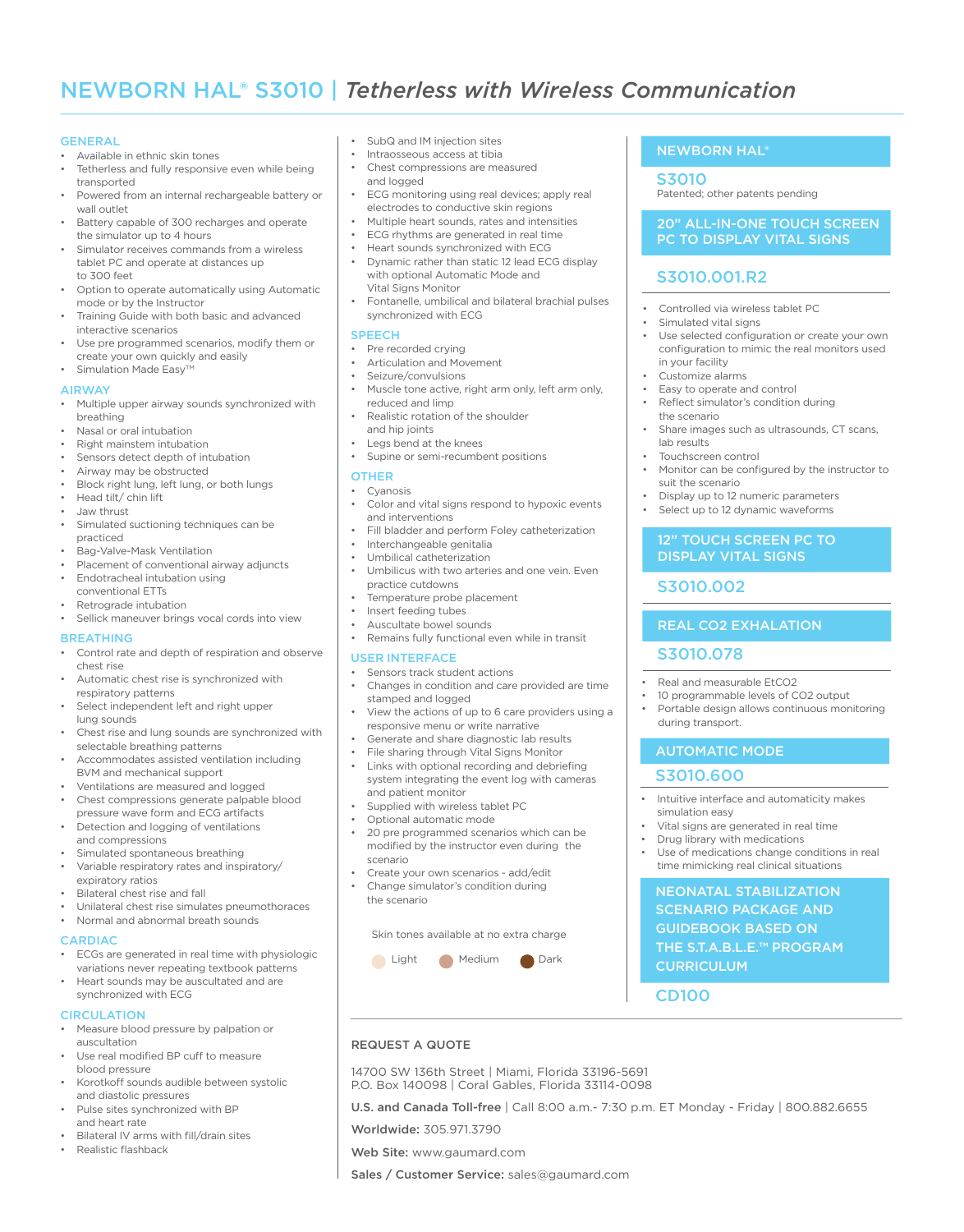# NEWBORN HAL® S3010 | *Tetherless with Wireless Communication*

## GENERAL

- Available in ethnic skin tones
- Tetherless and fully responsive even while being transported
- Powered from an internal rechargeable battery or wall outlet
- Battery capable of 300 recharges and operate the simulator up to 4 hours
- Simulator receives commands from a wireless tablet PC and operate at distances up to 300 feet
- Option to operate automatically using Automatic mode or by the Instructor
- Training Guide with both basic and advanced interactive scenarios
- Use pre programmed scenarios, modify them or create your own quickly and easily
- Simulation Made Easy™

## AIRWAY

- Multiple upper airway sounds synchronized with breathing
- Nasal or oral intubation
- Right mainstem intubation
- Sensors detect depth of intubation
- Airway may be obstructed
- Block right lung, left lung, or both lungs
- Head tilt/ chin lift
- Jaw thrust
- Simulated suctioning techniques can be practiced
- Bag-Valve-Mask Ventilation
- Placement of conventional airway adjuncts
- Endotracheal intubation using conventional ETTs
- Retrograde intubation
- Sellick maneuver brings vocal cords into view

## BREATHING

- Control rate and depth of respiration and observe chest rise
- Automatic chest rise is synchronized with respiratory patterns
- Select independent left and right upper lung sounds
- Chest rise and lung sounds are synchronized with selectable breathing patterns
- Accommodates assisted ventilation including BVM and mechanical support
- Ventilations are measured and logged
- Chest compressions generate palpable blood pressure wave form and ECG artifacts
- Detection and logging of ventilations and compressions
- Simulated spontaneous breathing
- Variable respiratory rates and inspiratory/ expiratory ratios
- Bilateral chest rise and fall
- Unilateral chest rise simulates pneumothoraces
- Normal and abnormal breath sounds

## CARDIAC

- ECGs are generated in real time with physiologic variations never repeating textbook patterns
- Heart sounds may be auscultated and are synchronized with ECG

## CIRCULATION

- Measure blood pressure by palpation or auscultation
- Use real modified BP cuff to measure blood pressure
- Korotkoff sounds audible between systolic and diastolic pressures
- Pulse sites synchronized with BP and heart rate
- Bilateral IV arms with fill/drain sites
- Realistic flashback
- SubQ and IM injection sites
- Intraosseous access at tibia
- Chest compressions are measured and logged
- ECG monitoring using real devices; apply real electrodes to conductive skin regions
- Multiple heart sounds, rates and intensities
- ECG rhythms are generated in real time
- Heart sounds synchronized with ECG
- Dynamic rather than static 12 lead ECG display with optional Automatic Mode and Vital Signs Monitor
- Fontanelle, umbilical and bilateral brachial pulses synchronized with ECG

## SPEECH

- Pre recorded crying
- Articulation and Movement
- Seizure/convulsions
- Muscle tone active, right arm only, left arm only, reduced and limp
- Realistic rotation of the shoulder and hip joints
- Legs bend at the knees
- Supine or semi-recumbent positions

## OTHER

- Cyanosis
- Color and vital signs respond to hypoxic events and interventions
- Fill bladder and perform Foley catheterization
- Interchangeable genitalia
- Umbilical catheterization
- Umbilicus with two arteries and one vein. Even practice cutdowns
- Temperature probe placement
- Insert feeding tubes
- Auscultate bowel sounds
- Remains fully functional even while in transit

## USER INTERFACE

- Sensors track student actions
- Changes in condition and care provided are time stamped and logged
- View the actions of up to 6 care providers using a responsive menu or write narrative
- Generate and share diagnostic lab results
- File sharing through Vital Signs Monitor
- Links with optional recording and debriefing system integrating the event log with cameras and patient monitor
- Supplied with wireless tablet PC
- Optional automatic mode
- 20 pre programmed scenarios which can be modified by the instructor even during the scenario
- Create your own scenarios - add/edit
- Change simulator's condition during the scenario

Skin tones available at no extra charge

Light Medium Dark

## NEWBORN HAL®

**S3010**

Patented; other patents pending

## 20" ALL-IN-ONE TOUCH SCREEN PC TO DISPLAY VITAL SIGNS

**S3010.001.R2**

- Controlled via wireless tablet PC
- Simulated vital signs
- Use selected configuration or create your own configuration to mimic the real monitors used in your facility
- Customize alarms
- Easy to operate and control
- Reflect simulator's condition during the scenario
- Share images such as ultrasounds, CT scans, lab results
- Touchscreen control
- Monitor can be configured by the instructor to suit the scenario
- Display up to 12 numeric parameters
- Select up to 12 dynamic waveforms

## 12" TOUCH SCREEN PC TO DISPLAY VITAL SIGNS

**S3010.002**

## REAL CO2 EXHALATION

**S3010.078**

- Real and measurable EtCO2
- 10 programmable levels of CO2 output
- Portable design allows continuous monitoring during transport.

## AUTOMATIC MODE

**S3010.600**

- Intuitive interface and automaticity makes simulation easy
- Vital signs are generated in real time
- Drug library with medications
- Use of medications change conditions in real time mimicking real clinical situations

## NEONATAL STABILIZATION SCENARIO PACKAGE AND GUIDEBOOK BASED ON THE S.T.A.B.L.E.™ PROGRAM CURRICULUM

**CD100**

## REQUEST A QUOTE

14700 SW 136th Street | Miami, Florida 33196-5691
P.O. Box 140098 | Coral Gables, Florida 33114-0098

**U.S. and Canada Toll-free** | Call 8:00 a.m.- 7:30 p.m. ET Monday - Friday | 800.882.6655

**Worldwide:** 305.971.3790

**Web Site:** www.gaumard.com

**Sales / Customer Service:** sales@gaumard.com